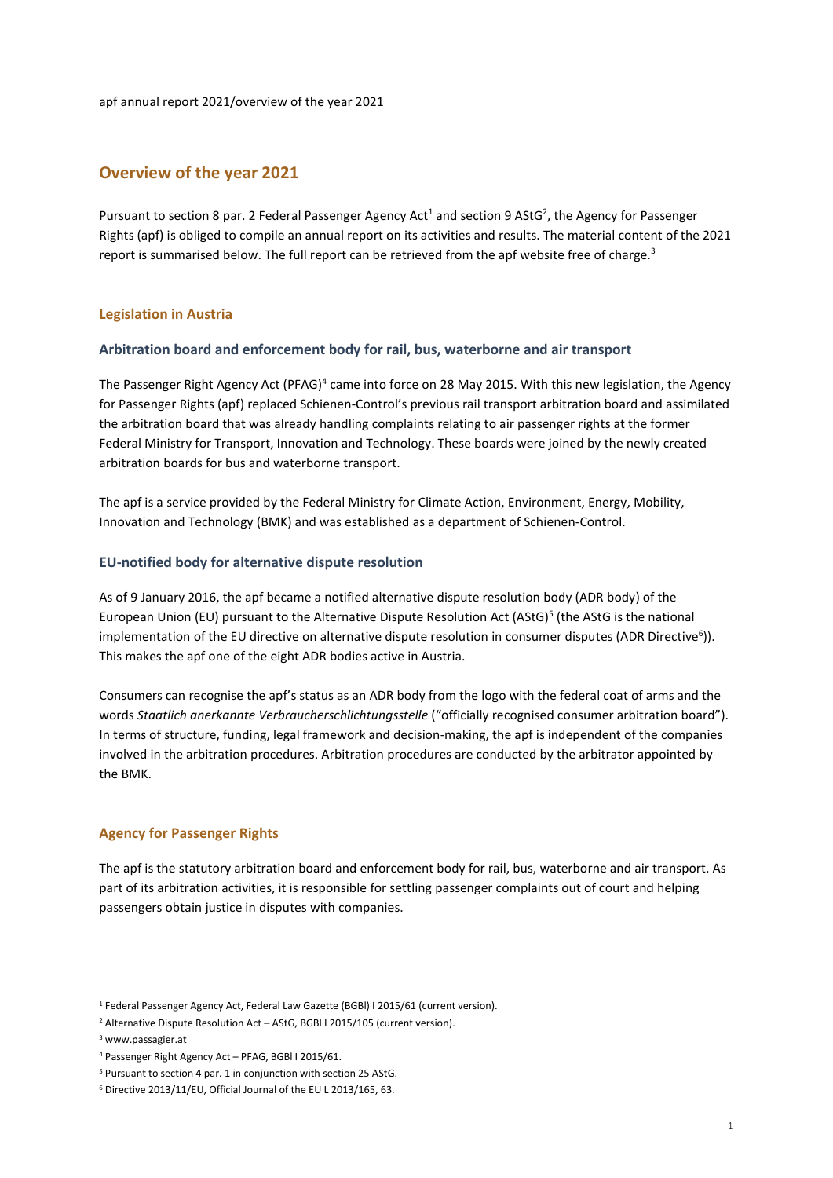# Overview of the year 2021

Pursuant to section 8 par. 2 Federal Passenger Agency Act[1] and section 9 AStG[2], the Agency for Passenger Rights (apf) is obliged to compile an annual report on its activities and results. The material content of the 2021 report is summarised below. The full report can be retrieved from the apf website free of charge.[3]

## Legislation in Austria

### Arbitration board and enforcement body for rail, bus, waterborne and air transport

The Passenger Right Agency Act (PFAG)[4] came into force on 28 May 2015. With this new legislation, the Agency for Passenger Rights (apf) replaced Schienen-Control's previous rail transport arbitration board and assimilated the arbitration board that was already handling complaints relating to air passenger rights at the former Federal Ministry for Transport, Innovation and Technology. These boards were joined by the newly created arbitration boards for bus and waterborne transport.

The apf is a service provided by the Federal Ministry for Climate Action, Environment, Energy, Mobility, Innovation and Technology (BMK) and was established as a department of Schienen-Control.

### EU-notified body for alternative dispute resolution

As of 9 January 2016, the apf became a notified alternative dispute resolution body (ADR body) of the European Union (EU) pursuant to the Alternative Dispute Resolution Act (AStG)[5] (the AStG is the national implementation of the EU directive on alternative dispute resolution in consumer disputes (ADR Directive[6])). This makes the apf one of the eight ADR bodies active in Austria.

Consumers can recognise the apf's status as an ADR body from the logo with the federal coat of arms and the words *Staatlich anerkannte Verbraucherschlichtungsstelle* ("officially recognised consumer arbitration board"). In terms of structure, funding, legal framework and decision-making, the apf is independent of the companies involved in the arbitration procedures. Arbitration procedures are conducted by the arbitrator appointed by the BMK.

## Agency for Passenger Rights

The apf is the statutory arbitration board and enforcement body for rail, bus, waterborne and air transport. As part of its arbitration activities, it is responsible for settling passenger complaints out of court and helping passengers obtain justice in disputes with companies.

---

[1] Federal Passenger Agency Act, Federal Law Gazette (BGBl) I 2015/61 (current version).

[2] Alternative Dispute Resolution Act – AStG, BGBl I 2015/105 (current version).

[3] www.passagier.at

[4] Passenger Right Agency Act – PFAG, BGBl I 2015/61.

[5] Pursuant to section 4 par. 1 in conjunction with section 25 AStG.

[6] Directive 2013/11/EU, Official Journal of the EU L 2013/165, 63.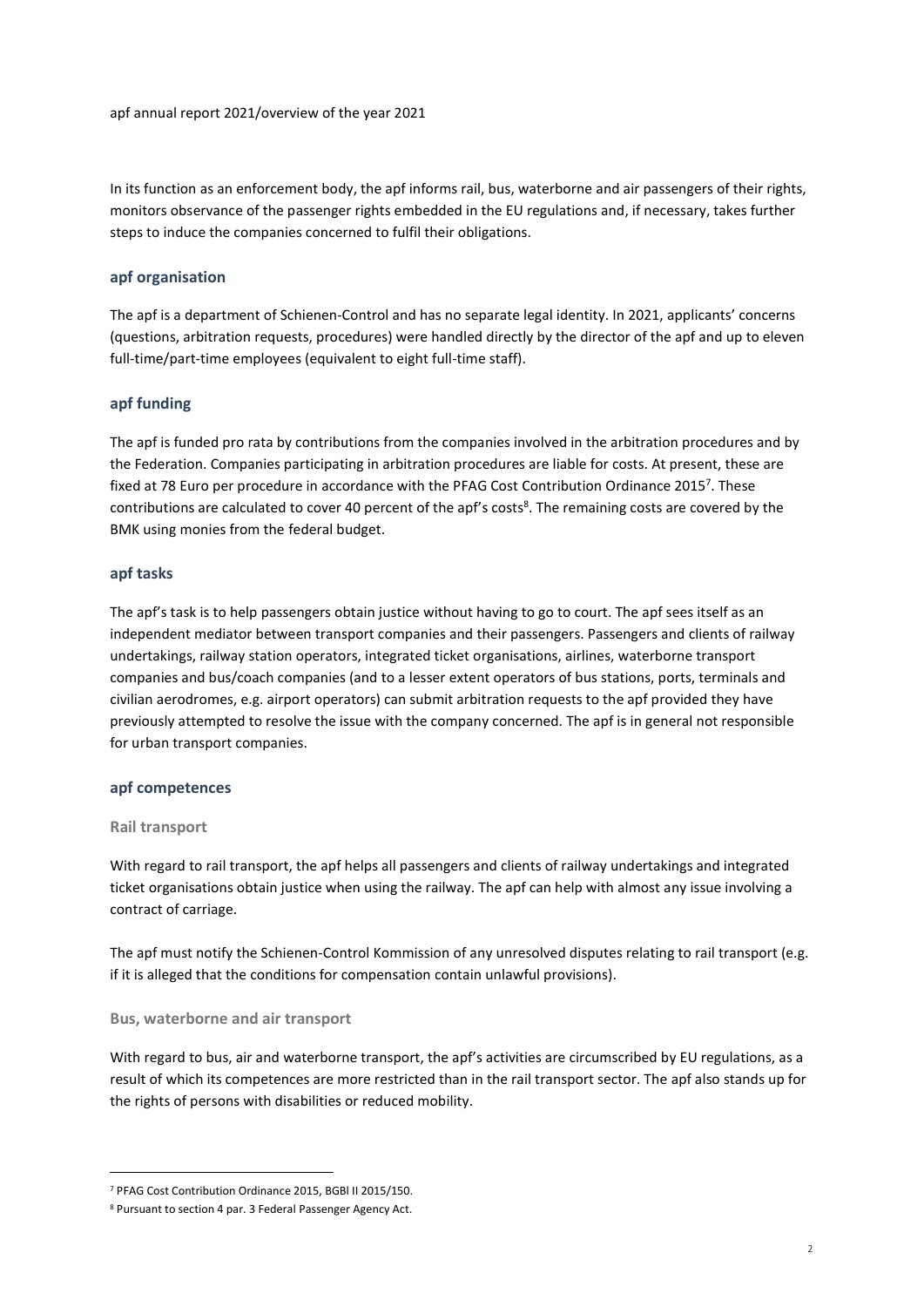In its function as an enforcement body, the apf informs rail, bus, waterborne and air passengers of their rights, monitors observance of the passenger rights embedded in the EU regulations and, if necessary, takes further steps to induce the companies concerned to fulfil their obligations.

### apf organisation

The apf is a department of Schienen-Control and has no separate legal identity. In 2021, applicants' concerns (questions, arbitration requests, procedures) were handled directly by the director of the apf and up to eleven full-time/part-time employees (equivalent to eight full-time staff).

### apf funding

The apf is funded pro rata by contributions from the companies involved in the arbitration procedures and by the Federation. Companies participating in arbitration procedures are liable for costs. At present, these are fixed at 78 Euro per procedure in accordance with the PFAG Cost Contribution Ordinance 2015[7]. These contributions are calculated to cover 40 percent of the apf's costs[8]. The remaining costs are covered by the BMK using monies from the federal budget.

### apf tasks

The apf's task is to help passengers obtain justice without having to go to court. The apf sees itself as an independent mediator between transport companies and their passengers. Passengers and clients of railway undertakings, railway station operators, integrated ticket organisations, airlines, waterborne transport companies and bus/coach companies (and to a lesser extent operators of bus stations, ports, terminals and civilian aerodromes, e.g. airport operators) can submit arbitration requests to the apf provided they have previously attempted to resolve the issue with the company concerned. The apf is in general not responsible for urban transport companies.

### apf competences

#### Rail transport

With regard to rail transport, the apf helps all passengers and clients of railway undertakings and integrated ticket organisations obtain justice when using the railway. The apf can help with almost any issue involving a contract of carriage.

The apf must notify the Schienen-Control Kommission of any unresolved disputes relating to rail transport (e.g. if it is alleged that the conditions for compensation contain unlawful provisions).

#### Bus, waterborne and air transport

With regard to bus, air and waterborne transport, the apf's activities are circumscribed by EU regulations, as a result of which its competences are more restricted than in the rail transport sector. The apf also stands up for the rights of persons with disabilities or reduced mobility.

---

[7] PFAG Cost Contribution Ordinance 2015, BGBl II 2015/150.

[8] Pursuant to section 4 par. 3 Federal Passenger Agency Act.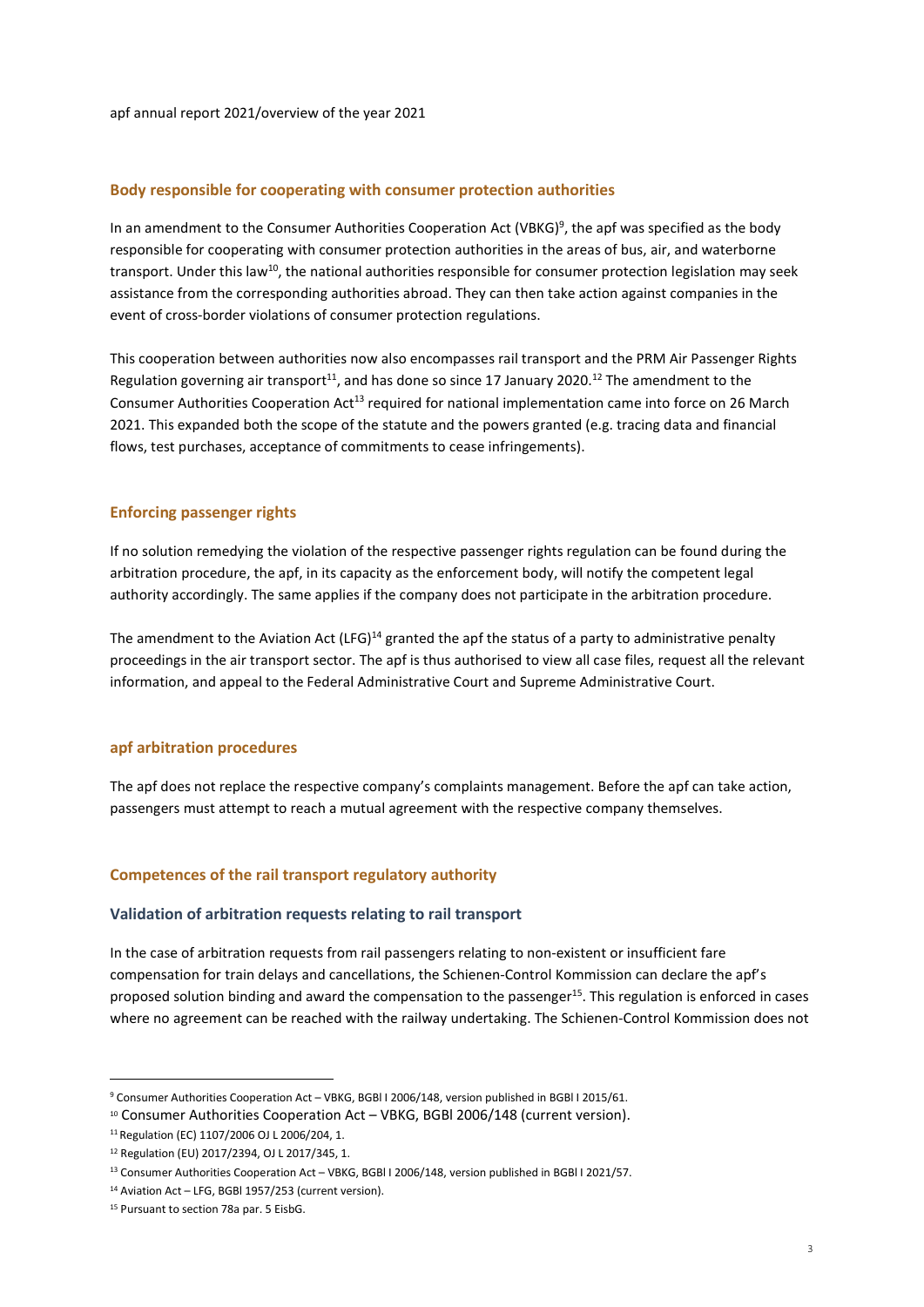## Body responsible for cooperating with consumer protection authorities

In an amendment to the Consumer Authorities Cooperation Act (VBKG)[9], the apf was specified as the body responsible for cooperating with consumer protection authorities in the areas of bus, air, and waterborne transport. Under this law[10], the national authorities responsible for consumer protection legislation may seek assistance from the corresponding authorities abroad. They can then take action against companies in the event of cross-border violations of consumer protection regulations.

This cooperation between authorities now also encompasses rail transport and the PRM Air Passenger Rights Regulation governing air transport[11], and has done so since 17 January 2020.[12] The amendment to the Consumer Authorities Cooperation Act[13] required for national implementation came into force on 26 March 2021. This expanded both the scope of the statute and the powers granted (e.g. tracing data and financial flows, test purchases, acceptance of commitments to cease infringements).

## Enforcing passenger rights

If no solution remedying the violation of the respective passenger rights regulation can be found during the arbitration procedure, the apf, in its capacity as the enforcement body, will notify the competent legal authority accordingly. The same applies if the company does not participate in the arbitration procedure.

The amendment to the Aviation Act (LFG)[14] granted the apf the status of a party to administrative penalty proceedings in the air transport sector. The apf is thus authorised to view all case files, request all the relevant information, and appeal to the Federal Administrative Court and Supreme Administrative Court.

## apf arbitration procedures

The apf does not replace the respective company's complaints management. Before the apf can take action, passengers must attempt to reach a mutual agreement with the respective company themselves.

## Competences of the rail transport regulatory authority

### Validation of arbitration requests relating to rail transport

In the case of arbitration requests from rail passengers relating to non-existent or insufficient fare compensation for train delays and cancellations, the Schienen-Control Kommission can declare the apf's proposed solution binding and award the compensation to the passenger[15]. This regulation is enforced in cases where no agreement can be reached with the railway undertaking. The Schienen-Control Kommission does not

---

[9] Consumer Authorities Cooperation Act – VBKG, BGBl I 2006/148, version published in BGBl I 2015/61.

[10] Consumer Authorities Cooperation Act – VBKG, BGBl 2006/148 (current version).

[11] Regulation (EC) 1107/2006 OJ L 2006/204, 1.

[12] Regulation (EU) 2017/2394, OJ L 2017/345, 1.

[13] Consumer Authorities Cooperation Act – VBKG, BGBl I 2006/148, version published in BGBl I 2021/57.

[14] Aviation Act – LFG, BGBl 1957/253 (current version).

[15] Pursuant to section 78a par. 5 EisbG.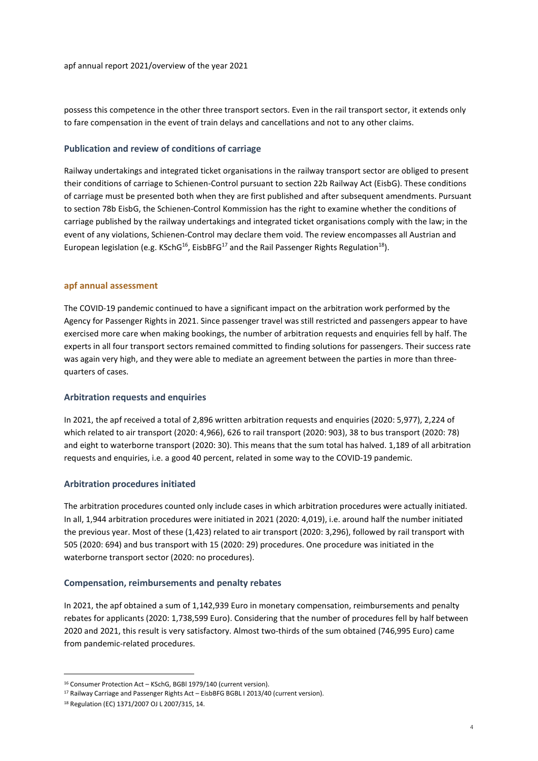possess this competence in the other three transport sectors. Even in the rail transport sector, it extends only to fare compensation in the event of train delays and cancellations and not to any other claims.

### Publication and review of conditions of carriage

Railway undertakings and integrated ticket organisations in the railway transport sector are obliged to present their conditions of carriage to Schienen-Control pursuant to section 22b Railway Act (EisbG). These conditions of carriage must be presented both when they are first published and after subsequent amendments. Pursuant to section 78b EisbG, the Schienen-Control Kommission has the right to examine whether the conditions of carriage published by the railway undertakings and integrated ticket organisations comply with the law; in the event of any violations, Schienen-Control may declare them void. The review encompasses all Austrian and European legislation (e.g. KSchG[16], EisbBFG[17] and the Rail Passenger Rights Regulation[18]).

## apf annual assessment

The COVID-19 pandemic continued to have a significant impact on the arbitration work performed by the Agency for Passenger Rights in 2021. Since passenger travel was still restricted and passengers appear to have exercised more care when making bookings, the number of arbitration requests and enquiries fell by half. The experts in all four transport sectors remained committed to finding solutions for passengers. Their success rate was again very high, and they were able to mediate an agreement between the parties in more than three-quarters of cases.

### Arbitration requests and enquiries

In 2021, the apf received a total of 2,896 written arbitration requests and enquiries (2020: 5,977), 2,224 of which related to air transport (2020: 4,966), 626 to rail transport (2020: 903), 38 to bus transport (2020: 78) and eight to waterborne transport (2020: 30). This means that the sum total has halved. 1,189 of all arbitration requests and enquiries, i.e. a good 40 percent, related in some way to the COVID-19 pandemic.

### Arbitration procedures initiated

The arbitration procedures counted only include cases in which arbitration procedures were actually initiated. In all, 1,944 arbitration procedures were initiated in 2021 (2020: 4,019), i.e. around half the number initiated the previous year. Most of these (1,423) related to air transport (2020: 3,296), followed by rail transport with 505 (2020: 694) and bus transport with 15 (2020: 29) procedures. One procedure was initiated in the waterborne transport sector (2020: no procedures).

### Compensation, reimbursements and penalty rebates

In 2021, the apf obtained a sum of 1,142,939 Euro in monetary compensation, reimbursements and penalty rebates for applicants (2020: 1,738,599 Euro). Considering that the number of procedures fell by half between 2020 and 2021, this result is very satisfactory. Almost two-thirds of the sum obtained (746,995 Euro) came from pandemic-related procedures.

---

[16] Consumer Protection Act – KSchG, BGBl 1979/140 (current version).

[17] Railway Carriage and Passenger Rights Act – EisbBFG BGBL I 2013/40 (current version).

[18] Regulation (EC) 1371/2007 OJ L 2007/315, 14.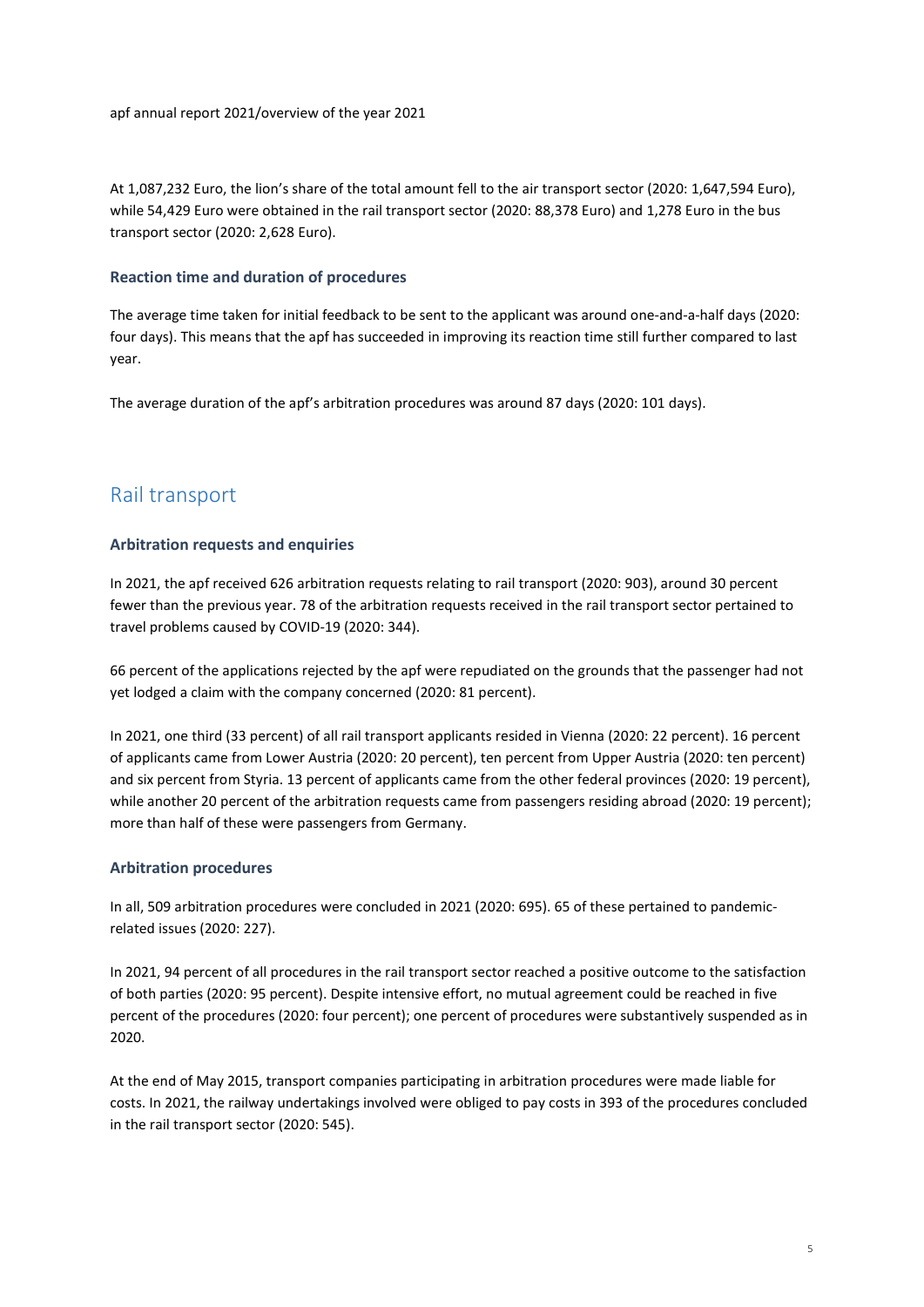At 1,087,232 Euro, the lion's share of the total amount fell to the air transport sector (2020: 1,647,594 Euro), while 54,429 Euro were obtained in the rail transport sector (2020: 88,378 Euro) and 1,278 Euro in the bus transport sector (2020: 2,628 Euro).

### Reaction time and duration of procedures

The average time taken for initial feedback to be sent to the applicant was around one-and-a-half days (2020: four days). This means that the apf has succeeded in improving its reaction time still further compared to last year.

The average duration of the apf's arbitration procedures was around 87 days (2020: 101 days).

## Rail transport

### Arbitration requests and enquiries

In 2021, the apf received 626 arbitration requests relating to rail transport (2020: 903), around 30 percent fewer than the previous year. 78 of the arbitration requests received in the rail transport sector pertained to travel problems caused by COVID-19 (2020: 344).

66 percent of the applications rejected by the apf were repudiated on the grounds that the passenger had not yet lodged a claim with the company concerned (2020: 81 percent).

In 2021, one third (33 percent) of all rail transport applicants resided in Vienna (2020: 22 percent). 16 percent of applicants came from Lower Austria (2020: 20 percent), ten percent from Upper Austria (2020: ten percent) and six percent from Styria. 13 percent of applicants came from the other federal provinces (2020: 19 percent), while another 20 percent of the arbitration requests came from passengers residing abroad (2020: 19 percent); more than half of these were passengers from Germany.

### Arbitration procedures

In all, 509 arbitration procedures were concluded in 2021 (2020: 695). 65 of these pertained to pandemic-related issues (2020: 227).

In 2021, 94 percent of all procedures in the rail transport sector reached a positive outcome to the satisfaction of both parties (2020: 95 percent). Despite intensive effort, no mutual agreement could be reached in five percent of the procedures (2020: four percent); one percent of procedures were substantively suspended as in 2020.

At the end of May 2015, transport companies participating in arbitration procedures were made liable for costs. In 2021, the railway undertakings involved were obliged to pay costs in 393 of the procedures concluded in the rail transport sector (2020: 545).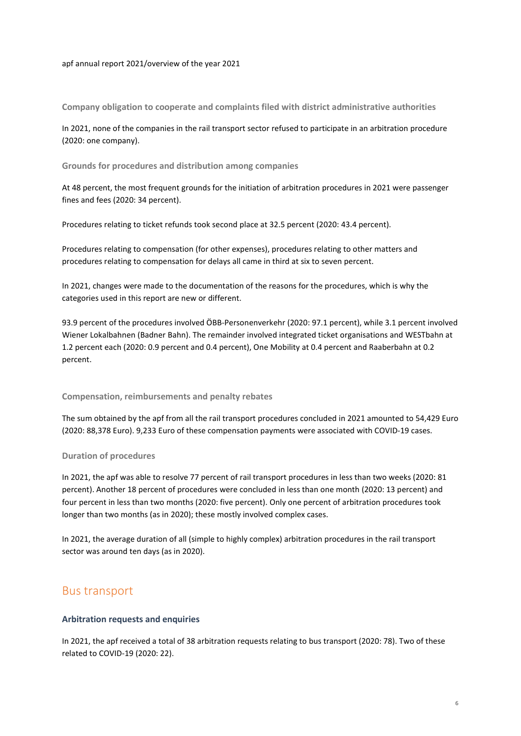### Company obligation to cooperate and complaints filed with district administrative authorities

In 2021, none of the companies in the rail transport sector refused to participate in an arbitration procedure (2020: one company).

### Grounds for procedures and distribution among companies

At 48 percent, the most frequent grounds for the initiation of arbitration procedures in 2021 were passenger fines and fees (2020: 34 percent).

Procedures relating to ticket refunds took second place at 32.5 percent (2020: 43.4 percent).

Procedures relating to compensation (for other expenses), procedures relating to other matters and procedures relating to compensation for delays all came in third at six to seven percent.

In 2021, changes were made to the documentation of the reasons for the procedures, which is why the categories used in this report are new or different.

93.9 percent of the procedures involved ÖBB-Personenverkehr (2020: 97.1 percent), while 3.1 percent involved Wiener Lokalbahnen (Badner Bahn). The remainder involved integrated ticket organisations and WESTbahn at 1.2 percent each (2020: 0.9 percent and 0.4 percent), One Mobility at 0.4 percent and Raaberbahn at 0.2 percent.

### Compensation, reimbursements and penalty rebates

The sum obtained by the apf from all the rail transport procedures concluded in 2021 amounted to 54,429 Euro (2020: 88,378 Euro). 9,233 Euro of these compensation payments were associated with COVID-19 cases.

### Duration of procedures

In 2021, the apf was able to resolve 77 percent of rail transport procedures in less than two weeks (2020: 81 percent). Another 18 percent of procedures were concluded in less than one month (2020: 13 percent) and four percent in less than two months (2020: five percent). Only one percent of arbitration procedures took longer than two months (as in 2020); these mostly involved complex cases.

In 2021, the average duration of all (simple to highly complex) arbitration procedures in the rail transport sector was around ten days (as in 2020).

## Bus transport

### Arbitration requests and enquiries

In 2021, the apf received a total of 38 arbitration requests relating to bus transport (2020: 78). Two of these related to COVID-19 (2020: 22).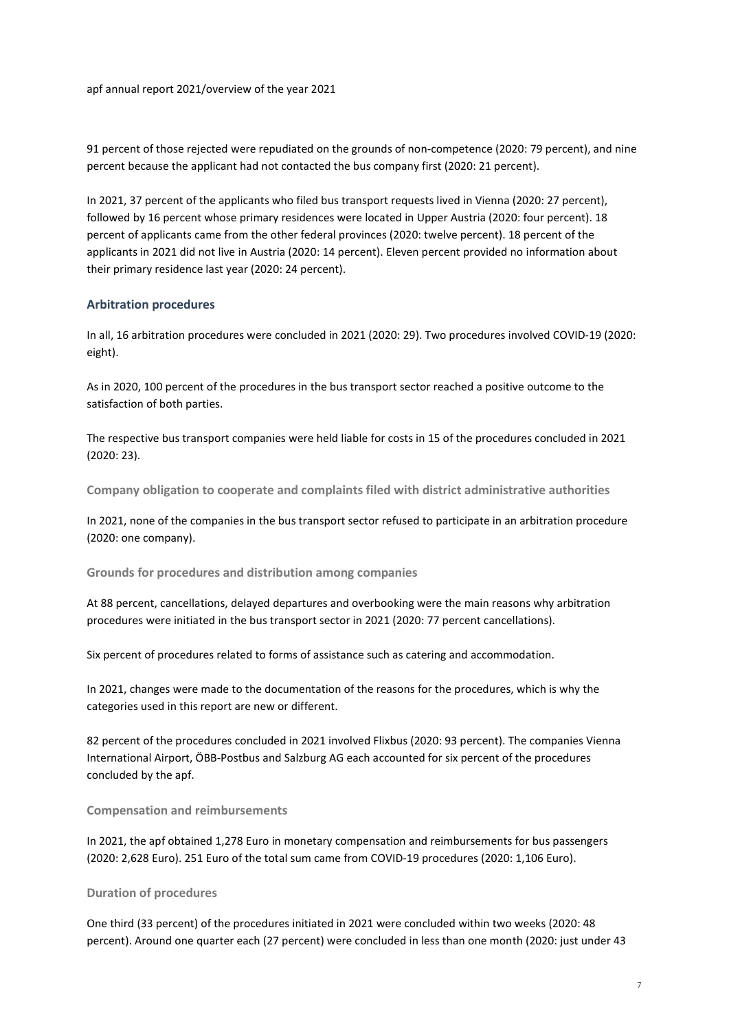91 percent of those rejected were repudiated on the grounds of non-competence (2020: 79 percent), and nine percent because the applicant had not contacted the bus company first (2020: 21 percent).

In 2021, 37 percent of the applicants who filed bus transport requests lived in Vienna (2020: 27 percent), followed by 16 percent whose primary residences were located in Upper Austria (2020: four percent). 18 percent of applicants came from the other federal provinces (2020: twelve percent). 18 percent of the applicants in 2021 did not live in Austria (2020: 14 percent). Eleven percent provided no information about their primary residence last year (2020: 24 percent).

## Arbitration procedures

In all, 16 arbitration procedures were concluded in 2021 (2020: 29). Two procedures involved COVID-19 (2020: eight).

As in 2020, 100 percent of the procedures in the bus transport sector reached a positive outcome to the satisfaction of both parties.

The respective bus transport companies were held liable for costs in 15 of the procedures concluded in 2021 (2020: 23).

### Company obligation to cooperate and complaints filed with district administrative authorities

In 2021, none of the companies in the bus transport sector refused to participate in an arbitration procedure (2020: one company).

### Grounds for procedures and distribution among companies

At 88 percent, cancellations, delayed departures and overbooking were the main reasons why arbitration procedures were initiated in the bus transport sector in 2021 (2020: 77 percent cancellations).

Six percent of procedures related to forms of assistance such as catering and accommodation.

In 2021, changes were made to the documentation of the reasons for the procedures, which is why the categories used in this report are new or different.

82 percent of the procedures concluded in 2021 involved Flixbus (2020: 93 percent). The companies Vienna International Airport, ÖBB-Postbus and Salzburg AG each accounted for six percent of the procedures concluded by the apf.

### Compensation and reimbursements

In 2021, the apf obtained 1,278 Euro in monetary compensation and reimbursements for bus passengers (2020: 2,628 Euro). 251 Euro of the total sum came from COVID-19 procedures (2020: 1,106 Euro).

### Duration of procedures

One third (33 percent) of the procedures initiated in 2021 were concluded within two weeks (2020: 48 percent). Around one quarter each (27 percent) were concluded in less than one month (2020: just under 43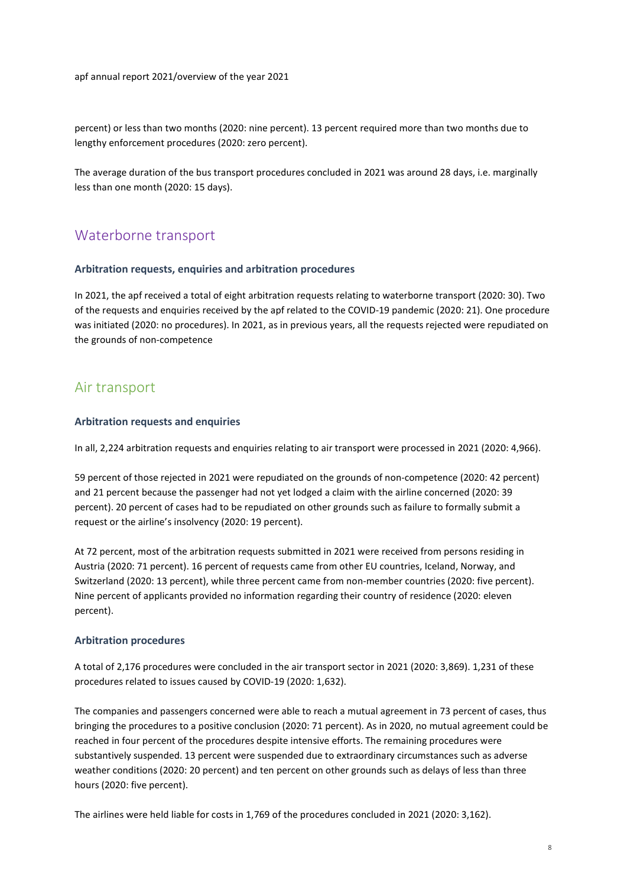percent) or less than two months (2020: nine percent). 13 percent required more than two months due to lengthy enforcement procedures (2020: zero percent).

The average duration of the bus transport procedures concluded in 2021 was around 28 days, i.e. marginally less than one month (2020: 15 days).

## Waterborne transport

### Arbitration requests, enquiries and arbitration procedures

In 2021, the apf received a total of eight arbitration requests relating to waterborne transport (2020: 30). Two of the requests and enquiries received by the apf related to the COVID-19 pandemic (2020: 21). One procedure was initiated (2020: no procedures). In 2021, as in previous years, all the requests rejected were repudiated on the grounds of non-competence

## Air transport

### Arbitration requests and enquiries

In all, 2,224 arbitration requests and enquiries relating to air transport were processed in 2021 (2020: 4,966).

59 percent of those rejected in 2021 were repudiated on the grounds of non-competence (2020: 42 percent) and 21 percent because the passenger had not yet lodged a claim with the airline concerned (2020: 39 percent). 20 percent of cases had to be repudiated on other grounds such as failure to formally submit a request or the airline's insolvency (2020: 19 percent).

At 72 percent, most of the arbitration requests submitted in 2021 were received from persons residing in Austria (2020: 71 percent). 16 percent of requests came from other EU countries, Iceland, Norway, and Switzerland (2020: 13 percent), while three percent came from non-member countries (2020: five percent). Nine percent of applicants provided no information regarding their country of residence (2020: eleven percent).

### Arbitration procedures

A total of 2,176 procedures were concluded in the air transport sector in 2021 (2020: 3,869). 1,231 of these procedures related to issues caused by COVID-19 (2020: 1,632).

The companies and passengers concerned were able to reach a mutual agreement in 73 percent of cases, thus bringing the procedures to a positive conclusion (2020: 71 percent). As in 2020, no mutual agreement could be reached in four percent of the procedures despite intensive efforts. The remaining procedures were substantively suspended. 13 percent were suspended due to extraordinary circumstances such as adverse weather conditions (2020: 20 percent) and ten percent on other grounds such as delays of less than three hours (2020: five percent).

The airlines were held liable for costs in 1,769 of the procedures concluded in 2021 (2020: 3,162).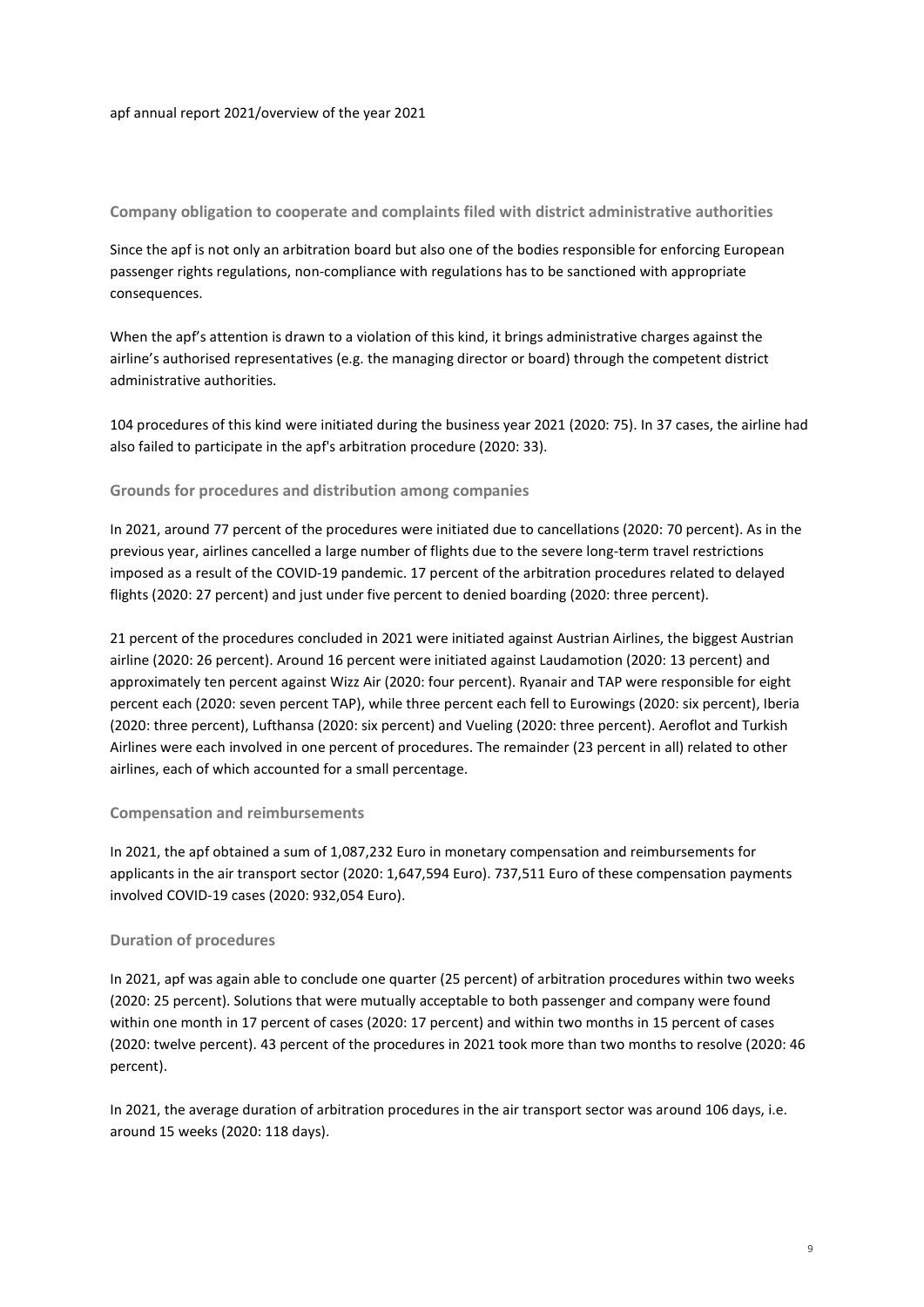## Company obligation to cooperate and complaints filed with district administrative authorities

Since the apf is not only an arbitration board but also one of the bodies responsible for enforcing European passenger rights regulations, non-compliance with regulations has to be sanctioned with appropriate consequences.

When the apf's attention is drawn to a violation of this kind, it brings administrative charges against the airline's authorised representatives (e.g. the managing director or board) through the competent district administrative authorities.

104 procedures of this kind were initiated during the business year 2021 (2020: 75). In 37 cases, the airline had also failed to participate in the apf's arbitration procedure (2020: 33).

## Grounds for procedures and distribution among companies

In 2021, around 77 percent of the procedures were initiated due to cancellations (2020: 70 percent). As in the previous year, airlines cancelled a large number of flights due to the severe long-term travel restrictions imposed as a result of the COVID-19 pandemic. 17 percent of the arbitration procedures related to delayed flights (2020: 27 percent) and just under five percent to denied boarding (2020: three percent).

21 percent of the procedures concluded in 2021 were initiated against Austrian Airlines, the biggest Austrian airline (2020: 26 percent). Around 16 percent were initiated against Laudamotion (2020: 13 percent) and approximately ten percent against Wizz Air (2020: four percent). Ryanair and TAP were responsible for eight percent each (2020: seven percent TAP), while three percent each fell to Eurowings (2020: six percent), Iberia (2020: three percent), Lufthansa (2020: six percent) and Vueling (2020: three percent). Aeroflot and Turkish Airlines were each involved in one percent of procedures. The remainder (23 percent in all) related to other airlines, each of which accounted for a small percentage.

## Compensation and reimbursements

In 2021, the apf obtained a sum of 1,087,232 Euro in monetary compensation and reimbursements for applicants in the air transport sector (2020: 1,647,594 Euro). 737,511 Euro of these compensation payments involved COVID-19 cases (2020: 932,054 Euro).

## Duration of procedures

In 2021, apf was again able to conclude one quarter (25 percent) of arbitration procedures within two weeks (2020: 25 percent). Solutions that were mutually acceptable to both passenger and company were found within one month in 17 percent of cases (2020: 17 percent) and within two months in 15 percent of cases (2020: twelve percent). 43 percent of the procedures in 2021 took more than two months to resolve (2020: 46 percent).

In 2021, the average duration of arbitration procedures in the air transport sector was around 106 days, i.e. around 15 weeks (2020: 118 days).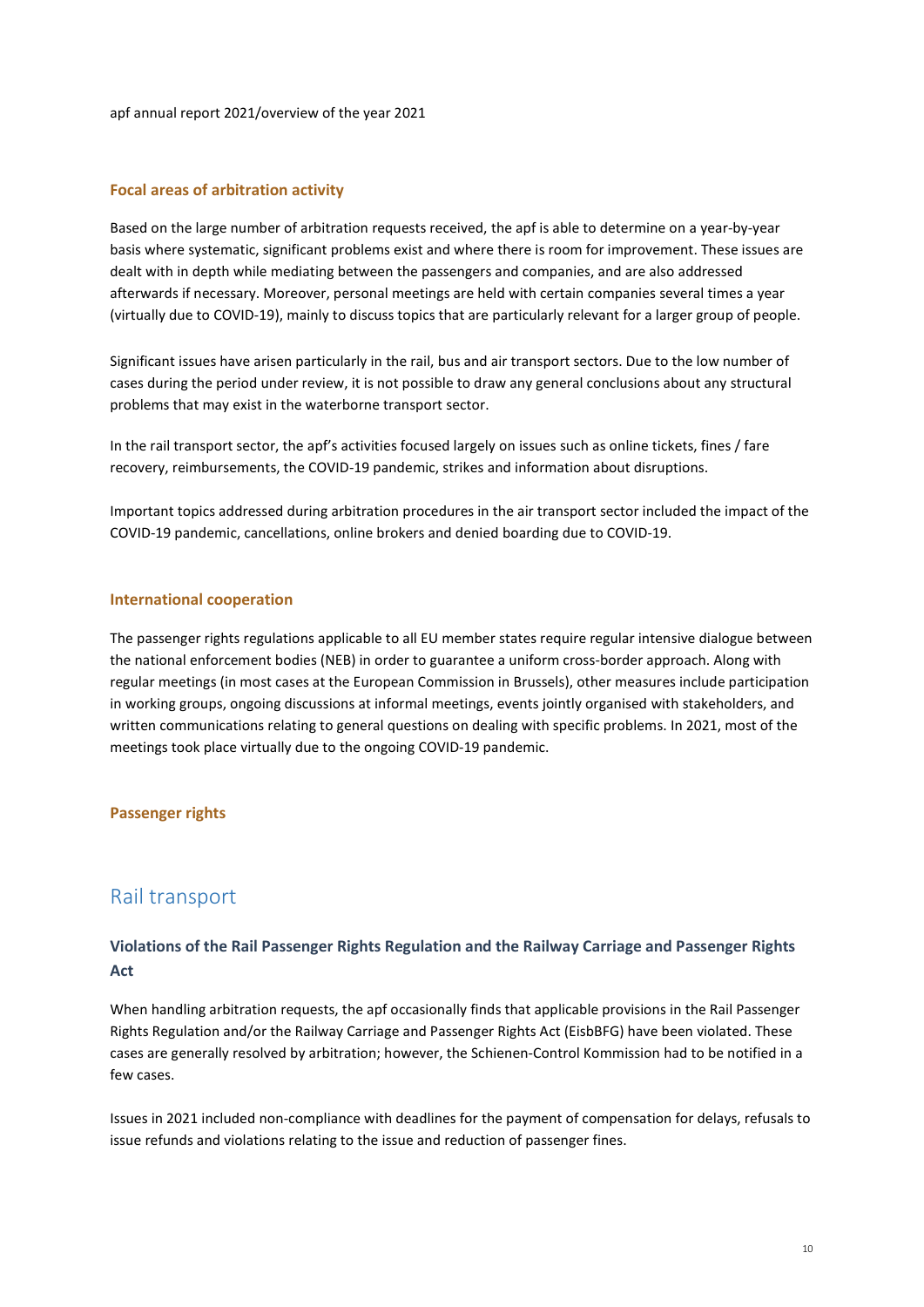## Focal areas of arbitration activity

Based on the large number of arbitration requests received, the apf is able to determine on a year-by-year basis where systematic, significant problems exist and where there is room for improvement. These issues are dealt with in depth while mediating between the passengers and companies, and are also addressed afterwards if necessary. Moreover, personal meetings are held with certain companies several times a year (virtually due to COVID-19), mainly to discuss topics that are particularly relevant for a larger group of people.

Significant issues have arisen particularly in the rail, bus and air transport sectors. Due to the low number of cases during the period under review, it is not possible to draw any general conclusions about any structural problems that may exist in the waterborne transport sector.

In the rail transport sector, the apf's activities focused largely on issues such as online tickets, fines / fare recovery, reimbursements, the COVID-19 pandemic, strikes and information about disruptions.

Important topics addressed during arbitration procedures in the air transport sector included the impact of the COVID-19 pandemic, cancellations, online brokers and denied boarding due to COVID-19.

## International cooperation

The passenger rights regulations applicable to all EU member states require regular intensive dialogue between the national enforcement bodies (NEB) in order to guarantee a uniform cross-border approach. Along with regular meetings (in most cases at the European Commission in Brussels), other measures include participation in working groups, ongoing discussions at informal meetings, events jointly organised with stakeholders, and written communications relating to general questions on dealing with specific problems. In 2021, most of the meetings took place virtually due to the ongoing COVID-19 pandemic.

## Passenger rights

# Rail transport

### Violations of the Rail Passenger Rights Regulation and the Railway Carriage and Passenger Rights Act

When handling arbitration requests, the apf occasionally finds that applicable provisions in the Rail Passenger Rights Regulation and/or the Railway Carriage and Passenger Rights Act (EisbBFG) have been violated. These cases are generally resolved by arbitration; however, the Schienen-Control Kommission had to be notified in a few cases.

Issues in 2021 included non-compliance with deadlines for the payment of compensation for delays, refusals to issue refunds and violations relating to the issue and reduction of passenger fines.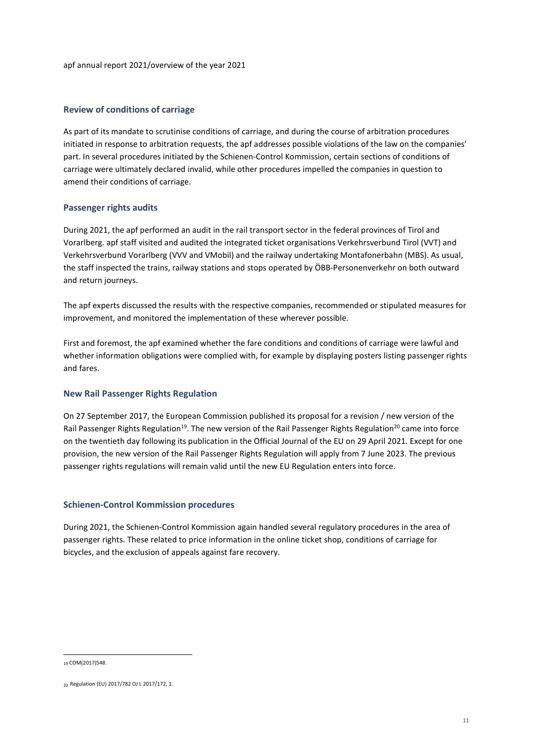## Review of conditions of carriage

As part of its mandate to scrutinise conditions of carriage, and during the course of arbitration procedures initiated in response to arbitration requests, the apf addresses possible violations of the law on the companies' part. In several procedures initiated by the Schienen-Control Kommission, certain sections of conditions of carriage were ultimately declared invalid, while other procedures impelled the companies in question to amend their conditions of carriage.

## Passenger rights audits

During 2021, the apf performed an audit in the rail transport sector in the federal provinces of Tirol and Vorarlberg. apf staff visited and audited the integrated ticket organisations Verkehrsverbund Tirol (VVT) and Verkehrsverbund Vorarlberg (VVV and VMobil) and the railway undertaking Montafonerbahn (MBS). As usual, the staff inspected the trains, railway stations and stops operated by ÖBB-Personenverkehr on both outward and return journeys.

The apf experts discussed the results with the respective companies, recommended or stipulated measures for improvement, and monitored the implementation of these wherever possible.

First and foremost, the apf examined whether the fare conditions and conditions of carriage were lawful and whether information obligations were complied with, for example by displaying posters listing passenger rights and fares.

## New Rail Passenger Rights Regulation

On 27 September 2017, the European Commission published its proposal for a revision / new version of the Rail Passenger Rights Regulation[19]. The new version of the Rail Passenger Rights Regulation[20] came into force on the twentieth day following its publication in the Official Journal of the EU on 29 April 2021. Except for one provision, the new version of the Rail Passenger Rights Regulation will apply from 7 June 2023. The previous passenger rights regulations will remain valid until the new EU Regulation enters into force.

## Schienen-Control Kommission procedures

During 2021, the Schienen-Control Kommission again handled several regulatory procedures in the area of passenger rights. These related to price information in the online ticket shop, conditions of carriage for bicycles, and the exclusion of appeals against fare recovery.

---

[19] COM(2017)548.

[20] Regulation (EU) 2017/782 OJ L 2017/172, 1.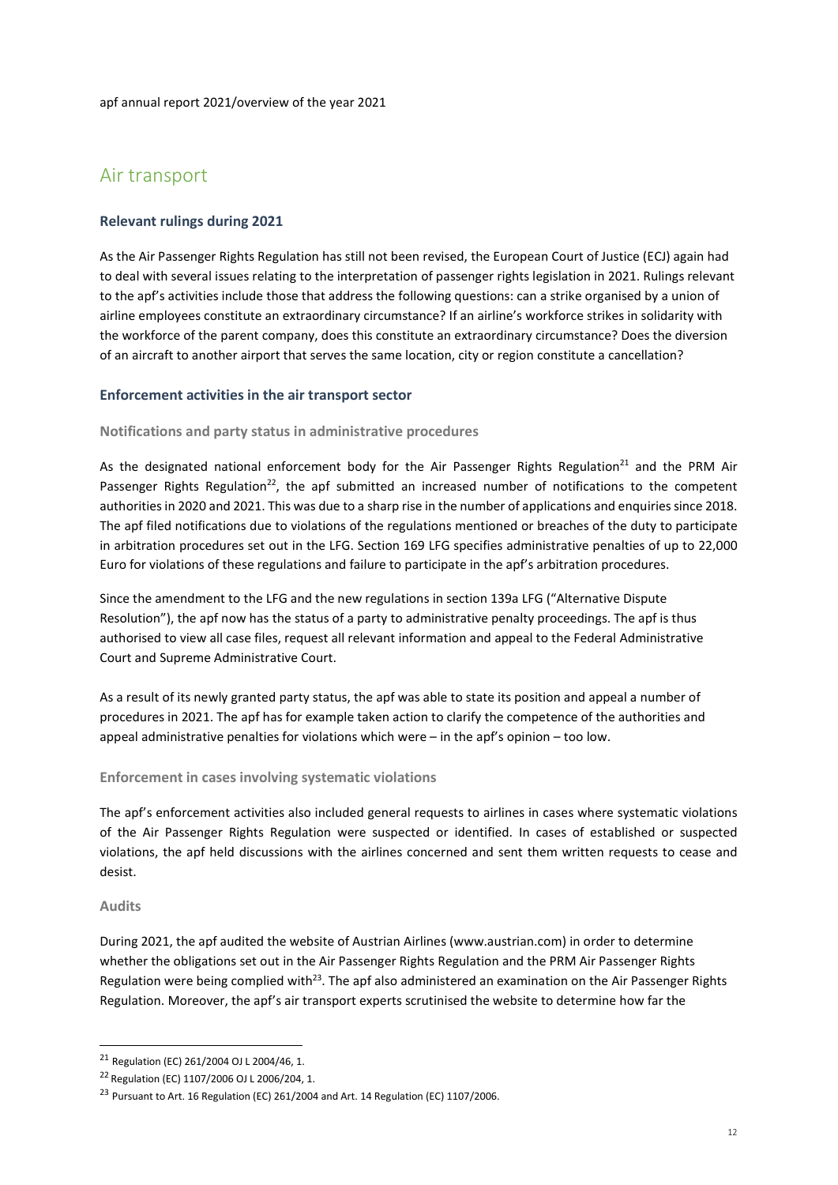## Air transport

### Relevant rulings during 2021

As the Air Passenger Rights Regulation has still not been revised, the European Court of Justice (ECJ) again had to deal with several issues relating to the interpretation of passenger rights legislation in 2021. Rulings relevant to the apf's activities include those that address the following questions: can a strike organised by a union of airline employees constitute an extraordinary circumstance? If an airline's workforce strikes in solidarity with the workforce of the parent company, does this constitute an extraordinary circumstance? Does the diversion of an aircraft to another airport that serves the same location, city or region constitute a cancellation?

### Enforcement activities in the air transport sector

#### Notifications and party status in administrative procedures

As the designated national enforcement body for the Air Passenger Rights Regulation[21] and the PRM Air Passenger Rights Regulation[22], the apf submitted an increased number of notifications to the competent authorities in 2020 and 2021. This was due to a sharp rise in the number of applications and enquiries since 2018. The apf filed notifications due to violations of the regulations mentioned or breaches of the duty to participate in arbitration procedures set out in the LFG. Section 169 LFG specifies administrative penalties of up to 22,000 Euro for violations of these regulations and failure to participate in the apf's arbitration procedures.

Since the amendment to the LFG and the new regulations in section 139a LFG ("Alternative Dispute Resolution"), the apf now has the status of a party to administrative penalty proceedings. The apf is thus authorised to view all case files, request all relevant information and appeal to the Federal Administrative Court and Supreme Administrative Court.

As a result of its newly granted party status, the apf was able to state its position and appeal a number of procedures in 2021. The apf has for example taken action to clarify the competence of the authorities and appeal administrative penalties for violations which were – in the apf's opinion – too low.

#### Enforcement in cases involving systematic violations

The apf's enforcement activities also included general requests to airlines in cases where systematic violations of the Air Passenger Rights Regulation were suspected or identified. In cases of established or suspected violations, the apf held discussions with the airlines concerned and sent them written requests to cease and desist.

#### Audits

During 2021, the apf audited the website of Austrian Airlines (www.austrian.com) in order to determine whether the obligations set out in the Air Passenger Rights Regulation and the PRM Air Passenger Rights Regulation were being complied with[23]. The apf also administered an examination on the Air Passenger Rights Regulation. Moreover, the apf's air transport experts scrutinised the website to determine how far the

---

[21] Regulation (EC) 261/2004 OJ L 2004/46, 1.

[22] Regulation (EC) 1107/2006 OJ L 2006/204, 1.

[23] Pursuant to Art. 16 Regulation (EC) 261/2004 and Art. 14 Regulation (EC) 1107/2006.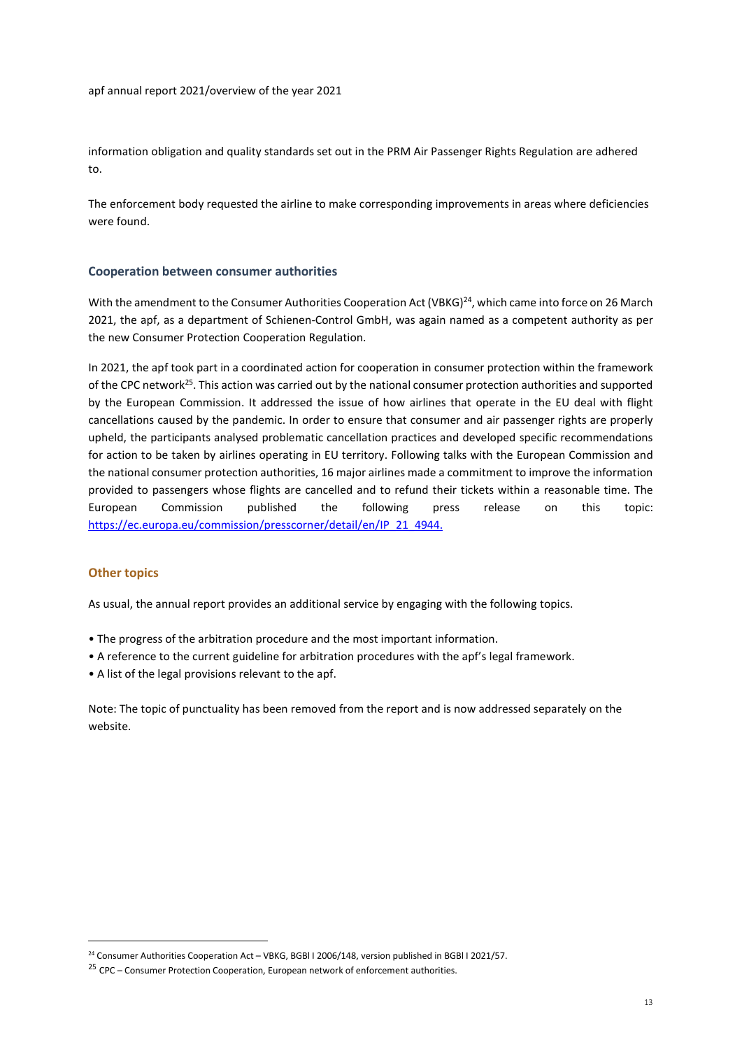information obligation and quality standards set out in the PRM Air Passenger Rights Regulation are adhered to.

The enforcement body requested the airline to make corresponding improvements in areas where deficiencies were found.

### Cooperation between consumer authorities

With the amendment to the Consumer Authorities Cooperation Act (VBKG)[24], which came into force on 26 March 2021, the apf, as a department of Schienen-Control GmbH, was again named as a competent authority as per the new Consumer Protection Cooperation Regulation.

In 2021, the apf took part in a coordinated action for cooperation in consumer protection within the framework of the CPC network[25]. This action was carried out by the national consumer protection authorities and supported by the European Commission. It addressed the issue of how airlines that operate in the EU deal with flight cancellations caused by the pandemic. In order to ensure that consumer and air passenger rights are properly upheld, the participants analysed problematic cancellation practices and developed specific recommendations for action to be taken by airlines operating in EU territory. Following talks with the European Commission and the national consumer protection authorities, 16 major airlines made a commitment to improve the information provided to passengers whose flights are cancelled and to refund their tickets within a reasonable time. The European Commission published the following press release on this topic: https://ec.europa.eu/commission/presscorner/detail/en/IP_21_4944.

## Other topics

As usual, the annual report provides an additional service by engaging with the following topics.

- The progress of the arbitration procedure and the most important information.
- A reference to the current guideline for arbitration procedures with the apf's legal framework.
- A list of the legal provisions relevant to the apf.

Note: The topic of punctuality has been removed from the report and is now addressed separately on the website.

[24] Consumer Authorities Cooperation Act – VBKG, BGBl I 2006/148, version published in BGBl I 2021/57.

[25] CPC – Consumer Protection Cooperation, European network of enforcement authorities.